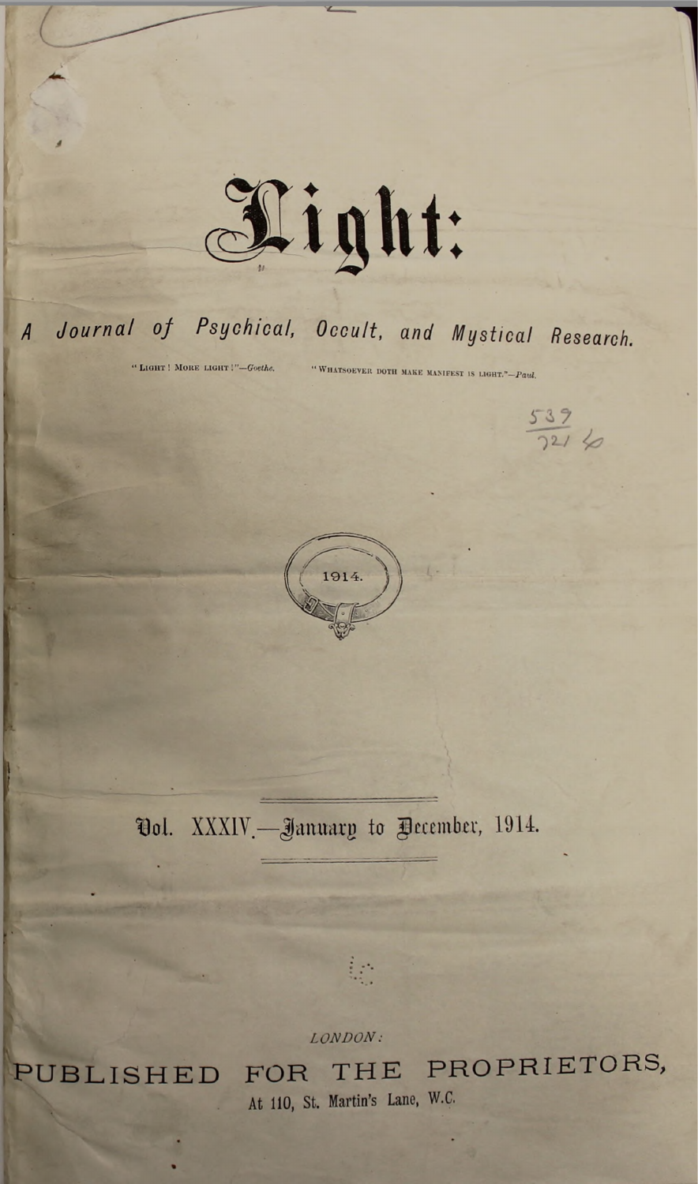# Light:

## A Journal of Psychical, Occult, and Mystical Research.

"LIGHT! MORE LIGHT!"—*Goethe*. "WHATSOEVER DOTH MAKE MANIFEST IS LIGHT."—*Paul*.

1914.

Vol. XXXIV.—January to December, 1914.

*LONDON:*

PUBLISHED FOR THE PROPRIETORS,

At 110, St. Martin's Lane, W.C.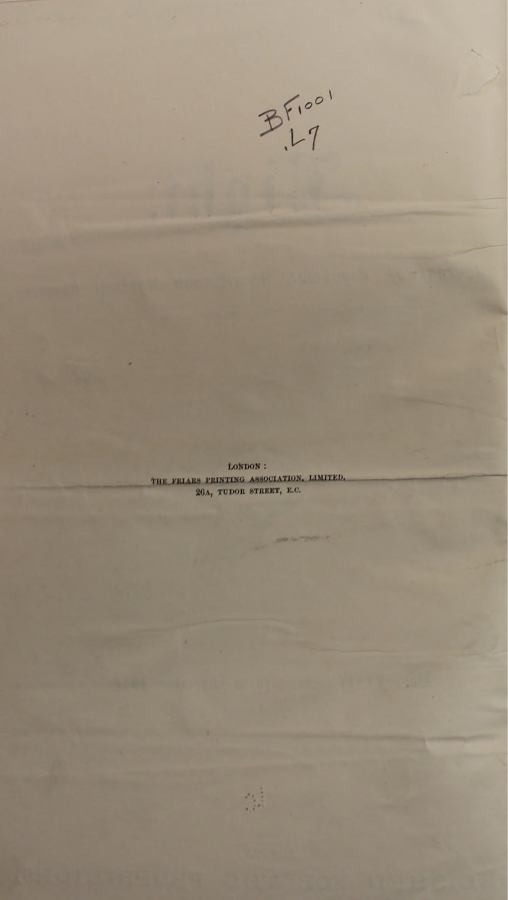BF1001
.L7

LONDON:
THE FRIARS PRINTING ASSOCIATION, LIMITED,
26A, TUDOR STREET, E.C.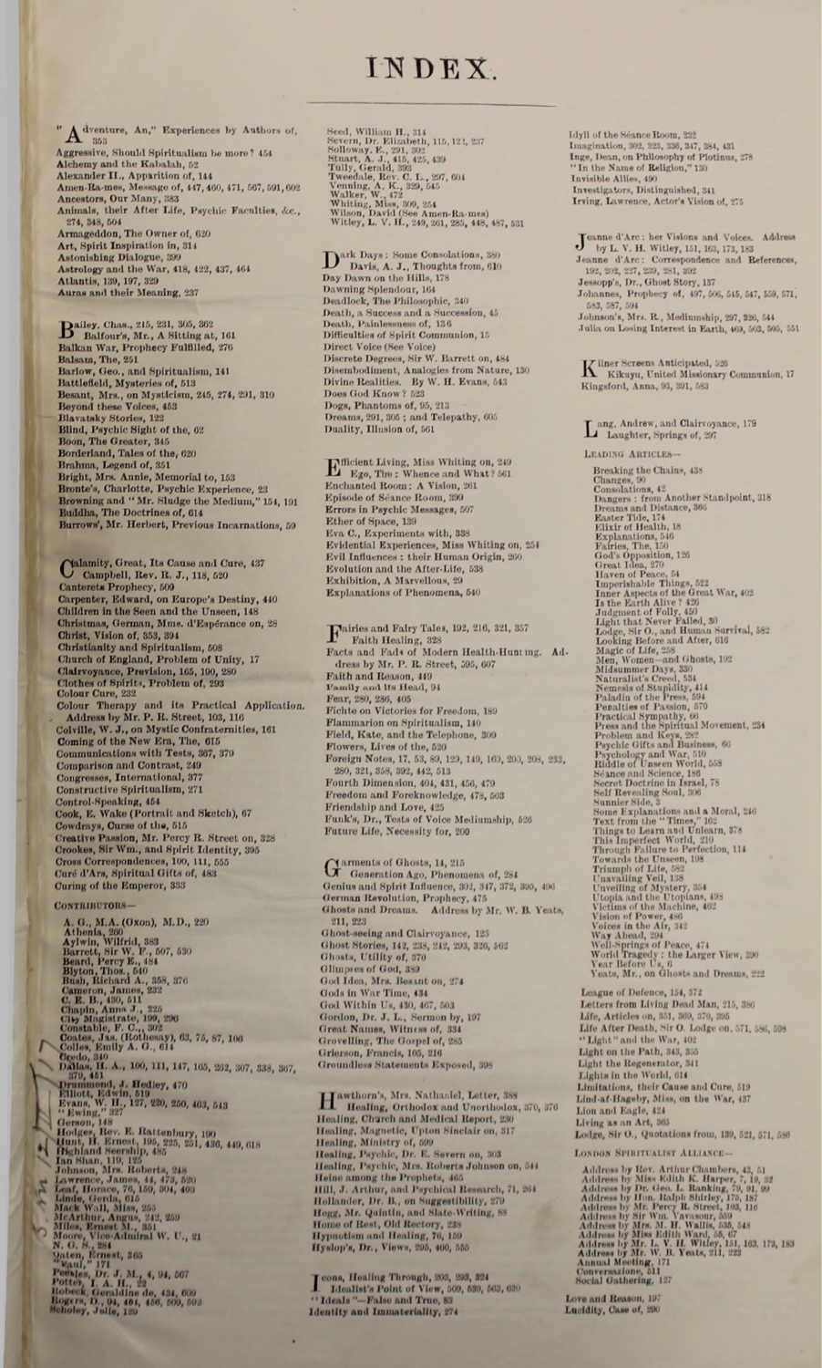# INDEX.

"Adventure, An," Experiences by Authors of, 353
Aggressive, Should Spiritualism be more? 454
Alchemy and the Kabalah, 52
Alexander II., Apparition of, 144
Amen-Ra-mes, Message of, 447, 460, 471, 507, 591, 602
Ancestors, Our Many, 383
Animals, their After Life, Psychic Faculties, &c., 274, 348, 504
Armageddon, The Owner of, 620
Art, Spirit Inspiration in, 314
Astonishing Dialogue, 399
Astrology and the War, 418, 422, 437, 464
Atlantis, 139, 197, 329
Auras and their Meaning, 237

Bailey, Chas., 215, 231, 305, 362
Balfour's, Mr., A Sitting at, 161
Balkan War, Prophecy Fulfilled, 276
Balsam, The, 251
Barlow, Geo., and Spiritualism, 141
Battlefield, Mysteries of, 513
Besant, Mrs., on Mysticism, 245, 274, 291, 310
Beyond these Voices, 453
Blavatsky Stories, 122
Blind, Psychic Sight of the, 62
Boon, The Greater, 345
Borderland, Tales of the, 620
Brahma, Legend of, 351
Bright, Mrs. Annie, Memorial to, 153
Bronte's, Charlotte, Psychic Experience, 23
Browning and "Mr. Sludge the Medium," 154, 191
Buddha, The Doctrines of, 614
Burrows', Mr. Herbert, Previous Incarnations, 59

Calamity, Great, Its Cause and Cure, 437
Campbell, Rev. R. J., 118, 520
Canterets Prophecy, 509
Carpenter, Edward, on Europe's Destiny, 440
Children in the Seen and the Unseen, 148
Christmas, German, Mme. d'Espérance on, 28
Christ, Vision of, 353, 394
Christianity and Spiritualism, 508
Church of England, Problem of Unity, 17
Clairvoyance, Prevision, 165, 190, 280
Clothes of Spirits, Problem of, 293
Colour Cure, 232
Colour Therapy and its Practical Application. Address by Mr. P. R. Street, 103, 116
Colville, W. J., on Mystic Confraternities, 161
Coming of the New Era, The, 615
Communications with Tests, 367, 379
Comparison and Contrast, 249
Congresses, International, 377
Constructive Spiritualism, 271
Control-Speaking, 454
Cook, E. Wake (Portrait and Sketch), 67
Cowdrays, Curse of the, 515
Creative Passion, Mr. Percy R. Street on, 328
Crookes, Sir Wm., and Spirit Identity, 395
Cross Correspondences, 100, 111, 555
Curé d'Ars, Spiritual Gifts of, 483
Curing of the Emperor, 333

CONTRIBUTORS—

A. G., M.A. (Oxon), M.D., 220
Athenia, 260
Aylwin, Wilfrid, 383
Barrett, Sir W. F., 507, 530
Beard, Percy E., 484
Blyton, Thos., 640
Bush, Richard A., 358, 376
Cameron, James, 232
C. E. B., 430, 511
Chapin, Anna J., 225
City Magistrate, 199, 290
Constable, F. C., 302
Coates, Jas. (Rothesay), 63, 75, 87, 100
Colles, Emily A. G., 614
Credo, 340
Dallas, H. A., 100, 111, 147, 165, 252, 307, 338, 367, 379, 461
Drummond, J. Hedley, 470
Elliott, Edwin, 519
Evans, W. H., 127, 230, 260, 403, 543
"Ewing," 327
Gerson, 148
Hodges, Rev. E. Rattenbury, 190
Hunt, H. Ernest, 195, 225, 251, 436, 449, 618
Highland Seership, 485
Ian Shan, 119, 125
Johnson, Mrs. Roberts, 248
Lawrence, James, 44, 473, 520
Leaf, Horace, 76, 150, 304, 403
Linde, Gerda, 615
Mack Wall, Miss, 255
McArthur, Angus, 242, 259
Miles, Ernest M., 351
Moore, Vice-Admiral W. U., 21
N. O. S., 284
Oaten, Ernest, 305
"Paul," 171
Peebles, Dr. J. M., 4, 94, 507
Potter, I. A. H., 22
Robeck, Geraldine de, 434, 600
Rogers, O., 94, 404, 456, 509, 592
Scholey, Julie, 120
Seed, William H., 314
Severn, Dr. Elizabeth, 115, 123, 237
Solloway, F., 291, 302
Stuart, A. J., 415, 425, 439
Tully, Gerald, 393
Tweedale, Rev. C. L., 297, 604
Venning, A. K., 329, 545
Walker, W., 472
Whiting, Miss, 300, 254
Wilson, David (See Amen-Ra-mes)
Witley, L. V. H., 249, 261, 285, 448, 487, 531

Dark Days: Some Consolations, 380
Davis, A. J., Thoughts from, 610
Day Dawn on the Hills, 178
Dawning Splendour, 164
Deadlock, The Philosophic, 340
Death, a Success and a Succession, 45
Death, Painlessness of, 136
Difficulties of Spirit Communion, 15
Direct Voice (See Voice)
Discrete Degrees, Sir W. Barrett on, 484
Disembodiment, Analogies from Nature, 130
Divine Realities. By W. H. Evans, 543
Does God Know? 523
Dogs, Phantoms of, 95, 213
Dreams, 291, 305; and Telepathy, 605
Duality, Illusion of, 561

Efficient Living, Miss Whiting on, 249
Ego, The: Whence and What? 561
Enchanted Room: A Vision, 261
Episode of Séance Room, 399
Errors in Psychic Messages, 507
Ether of Space, 139
Eva C., Experiments with, 338
Evidential Experiences, Miss Whiting on, 254
Evil Influences: their Human Origin, 260
Evolution and the After-Life, 538
Exhibition, A Marvellous, 29
Explanations of Phenomena, 540

Fairies and Fairy Tales, 192, 216, 321, 357
Faith Healing, 328
Facts and Fads of Modern Health-Hunting. Address by Mr. P. R. Street, 595, 607
Faith and Reason, 449
Family and its Head, 94
Fear, 280, 286, 405
Fichte on Victories for Freedom, 189
Flammarion on Spiritualism, 140
Field, Kate, and the Telephone, 309
Flowers, Lives of the, 520
Foreign Notes, 17, 53, 89, 129, 149, 160, 200, 208, 233, 280, 321, 358, 392, 442, 513
Fourth Dimension, 404, 431, 456, 479
Freedom and Foreknowledge, 478, 503
Friendship and Love, 425
Funk's, Dr., Tests of Voice Mediumship, 526
Future Life, Necessity for, 200

Garments of Ghosts, 14, 215
Generation Ago, Phenomena of, 284
Genius and Spirit Influence, 302, 347, 372, 395, 490
German Revolution, Prophecy, 475
Ghosts and Dreams. Address by Mr. W. B. Yeats, 211, 223
Ghost-seeing and Clairvoyance, 125
Ghost Stories, 142, 238, 242, 293, 320, 562
Ghosts, Utility of, 370
Glimpses of God, 383
God Idea, Mrs. Besant on, 274
Gods in War Time, 434
God Within Us, 430, 467, 503
Gordon, Dr. J. L., Sermon by, 197
Great Names, Witness of, 334
Grovelling, The Gospel of, 285
Grierson, Francis, 105, 216
Groundless Statements Exposed, 398

Hawthorn's, Mrs. Nathaniel, Letter, 388
Healing, Orthodox and Unorthodox, 370, 376
Healing, Church and Medical Report, 230
Healing, Magnetic, Upton Sinclair on, 317
Healing, Ministry of, 599
Healing, Psychic, Dr. E. Severn on, 303
Healing, Psychic, Mrs. Roberts Johnson on, 544
Heine among the Prophets, 465
Hill, J. Arthur, and Psychical Research, 71, 264
Hollander, Dr. B., on Suggestibility, 279
Hogg, Mr. Quintin, and Slate-Writing, 88
Home of Rest, Old Rectory, 238
Hypnotism and Healing, 76, 150
Hyslop's, Dr., Views, 295, 460, 555

Icons, Healing Through, 203, 293, 324
Idealist's Point of View, 509, 530, 563, 620
"Ideals"—False and True, 83
Identity and Immateriality, 274
Idyll of the Séance Room, 232
Imagination, 302, 323, 336, 347, 384, 431
Inge, Dean, on Philosophy of Plotinus, 278
"In the Name of Religion," 130
Invisible Allies, 490
Investigators, Distinguished, 341
Irving, Lawrence, Actor's Vision of, 275

Jeanne d'Arc: her Visions and Voices. Address by L. V. H. Witley, 151, 163, 173, 183
Jeanne d'Arc: Correspondence and References, 192, 202, 227, 239, 281, 392
Jessopp's, Dr., Ghost Story, 137
Johannes, Prophecy of, 497, 506, 545, 547, 559, 571, 583, 587, 594
Johnson's, Mrs. R., Mediumship, 297, 326, 544
Julia on Losing Interest in Earth, 469, 503, 505, 551

Kilner Screens Anticipated, 526
Kikuyu, United Missionary Communion, 17
Kingsford, Anna, 93, 391, 583

Lang, Andrew, and Clairvoyance, 179
Laughter, Springs of, 297

LEADING ARTICLES—

Breaking the Chains, 438
Changes, 90
Consolations, 42
Dangers: from Another Standpoint, 318
Dreams and Distance, 366
Easter Tide, 174
Elixir of Health, 18
Explanations, 546
Fairies, The, 150
God's Opposition, 126
Great Idea, 270
Haven of Peace, 54
Imperishable Things, 522
Inner Aspects of the Great War, 402
Is the Earth Alive? 426
Judgment of Folly, 450
Light that Never Failed, 30
Lodge, Sir O., and Human Survival, 582
Looking Before and After, 618
Magic of Life, 258
Men, Women—and Ghosts, 102
Midsummer Days, 330
Naturalist's Creed, 534
Nemesis of Stupidity, 414
Paladin of the Press, 594
Penalties of Passion, 570
Practical Sympathy, 66
Press and the Spiritual Movement, 234
Problem and Keys, 282
Psychic Gifts and Business, 66
Psychology and War, 510
Riddle of Unseen World, 558
Séance and Science, 186
Secret Doctrine in Israel, 78
Self Revealing Soul, 306
Sunnier Side, 3
Some Explanations and a Moral, 246
Text from the "Times," 162
Things to Learn and Unlearn, 378
This Imperfect World, 210
Through Failure to Perfection, 114
Towards the Unseen, 198
Triumph of Life, 582
Unavailing Veil, 138
Unveiling of Mystery, 354
Utopia and the Utopians, 498
Victims of the Machine, 462
Vision of Power, 486
Voices in the Air, 342
Way Ahead, 294
Well-Springs of Peace, 474
World Tragedy: the Larger View, 390
Year Before Us, 6
Yeats, Mr., on Ghosts and Dreams, 222

League of Defence, 154, 372
Letters from Living Dead Man, 215, 386
Life, Articles on, 351, 369, 370, 395
Life After Death, Sir O. Lodge on, 571, 586, 598
"Light" and the War, 402
Light on the Path, 343, 355
Light the Regenerator, 341
Lights in the World, 614
Limitations, their Cause and Cure, 519
Lind-af-Hageby, Miss, on the War, 437
Lion and Eagle, 424
Living as an Art, 365
Lodge, Sir O., Quotations from, 139, 521, 571, 586

LONDON SPIRITUALIST ALLIANCE—

Address by Rev. Arthur Chambers, 43, 51
Address by Miss Edith K. Harper, 7, 19, 32
Address by Dr. Geo. L. Ranking, 79, 91, 99
Address by Hon. Ralph Shirley, 175, 187
Address by Mr. Percy R. Street, 103, 116
Address by Sir Wm. Vavasour, 559
Address by Mrs. M. H. Wallis, 535, 548
Address by Miss Edith Ward, 55, 67
Address by Mr. L. V. H. Witley, 151, 163, 173, 183
Address by Mr. W. B. Yeats, 211, 223
Annual Meeting, 171
Conversazione, 511
Social Gathering, 127

Love and Reason, 197
Lucidity, Case of, 290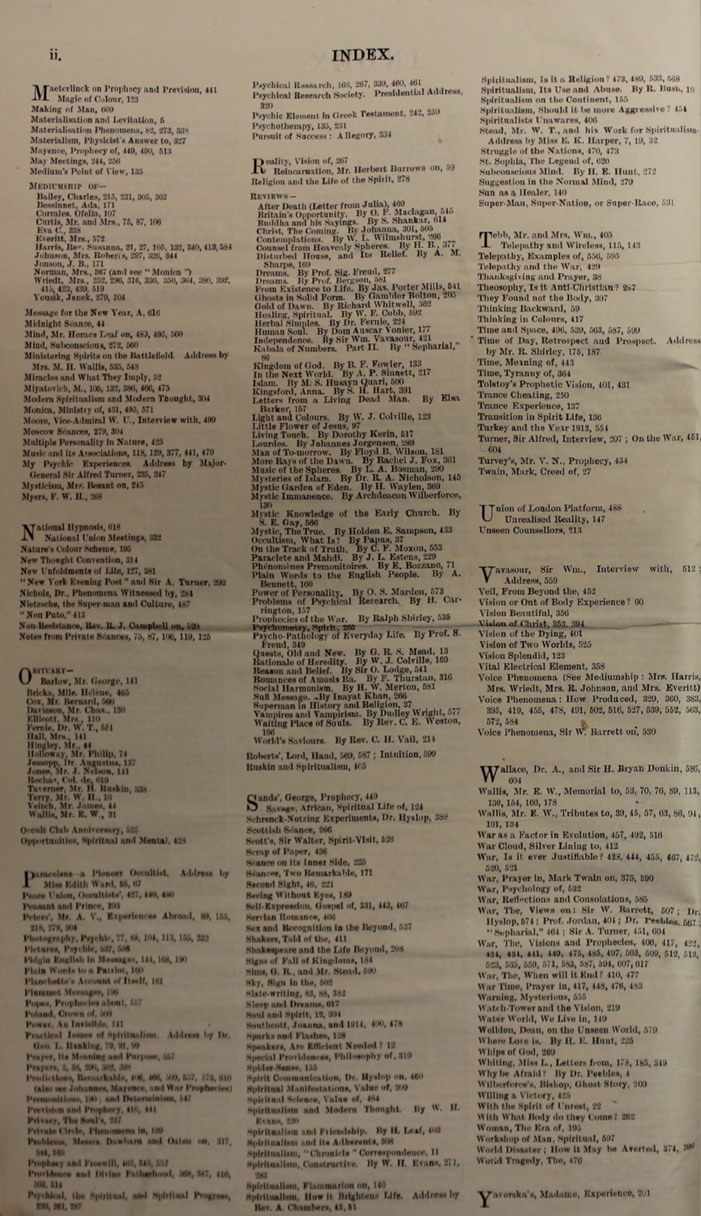# INDEX.

Maeterlinck on Prophecy and Prevision, 441
Magic of Colour, 123
Making of Man, 609
Materialization and Levitation, 5
Materialisation Phenomena, 82, 273, 338
Materialism, Physicist's Answer to, 327
Mayence, Prophecy of, 449, 490, 513
May Meetings, 244, 256
Medium's Point of View, 135

MEDIUMSHIP OF—
Bailey, Charles, 215, 231, 305, 362
Bessinnet, Ada, 171
Cormles. Ofelia, 107
Curtis, Mr. and Mrs., 75, 87, 106
Eva C., 338
Everitt, Mrs., 572
Harris, Rev. Susanna, 21, 27, 105, 132, 340, 413, 584
Johnson, Mrs. Roberts, 297, 326, 344
Jonson, J. B., 171
Norman, Mrs., 367 (and see "Monica")
Wriedt, Mrs., 252, 296, 316, 336, 350, 364, 380, 392, 415, 423, 439, 519
Yousik, Janek, 279, 304

Message for the New Year, A, 616
Midnight Séance, 44
Mind, Mr. Horace Leaf on, 483, 495, 560
Mind, Subconscious, 272, 560
Ministering Spirits on the Battlefield. Address by Mrs. M. H. Wallis, 535, 548
Miracles and What They Imply, 52
Mlyatovich, M., 105, 132, 380, 466, 475
Modern Spiritualism and Modern Thought, 304
Monica, Ministry of, 451, 495, 571
Moore, Vice-Admiral W. U., Interview with, 499
Moscow Séances, 279, 304
Multiple Personality in Nature, 423
Music and its Associations, 118, 129, 377, 441, 479
My Psychic Experiences. Address by Major-General Sir Alfred Turner, 235, 247
Mysticism, Mrs. Besant on, 245
Myers, F. W. H., 208

National Hypnosis, 618
National Union Meetings, 332
Nature's Colour Scheme, 195
New Thought Convention, 314
New Unfoldments of Life, 127, 381
"New York Evening Post" and Sir A. Turner, 293
Nichols, Dr., Phenomena Witnessed by, 281
Nietzsche, the Super-man and Culture, 487
"Non Puto," 413
Non-Resistance, Rev. R. J. Campbell on, 520
Notes from Private Séances, 75, 87, 106, 119, 125

OBITUARY—
Barlow, Mr. George, 141
Bricka, Mlle. Hélène, 465
Cox, Mr. Bernard, 566
Davieson, Mr. Chas., 130
Elliott, Mrs., 110
Fernie, Dr. W. T., 581
Hall, Mrs., 141
Hingley, Mr., 44
Holloway, Mr. Philip, 71
Jessopp, Dr. Augustus, 137
Jones, Mr. J. Nelson, 141
Rocha, Col. de, 619
Taverner, Mr. H. Ruskin, 338
Terry, Mr. W. H., 16
Veitch, Mr. James, 44
Wallis, Mr. E. W., 31

Occult Club Anniversary, 525
Opportunities, Spiritual and Mental, 428

Paracelsus a Pioneer Occultist. Address by Miss Edith Ward, 55, 67
Peace Union, Occultists', 427, 440, 480
Peasant and Prince, 393
Peters', Mr. A. V., Experiences Abroad, 89, 155, 218, 279, 304
Photography, Psychic, 77, 88, 104, 113, 155, 232
Pictures, Psychic, 537, 556
Pidgin English in Messages, 144, 168, 190
Plain Words to a Patriot, 160
Planchette's Account of Itself, 161
Plummet Messages, 196
Popes, Prophecies about, 557
Poland, Crown of, 500
Power, An Invisible, 141
Practical Issues of Spiritualism. Address by Dr. Geo. L. Ranking, 79, 91, 99
Prayer, its Meaning and Purpose, 557
Prayers, 2, 38, 299, 302, 328
Predictions, Remarkable, 466, 466, 480, 557, 573, 610 (also see Johannes, Mayence, and War Prophecies)
Premonitions, 190; and Determinism, 547
Prevision and Prophecy, 416, 441
Privacy, The Soul's, 237
Private Circle, Phenomena in, 190
Problems, Messrs. Dawbarn and Oaten on, 317, 344, 365
Prophecy and Freewill, 463, 545, 553
Providence and Divine Fatherhood, 368, 387, 416, 608, 514
Psychical, the Spiritual, and Spiritual Progress, 270, 281, 287

Psychical Research, 166, 267, 339, 460, 461
Psychical Research Society. Presidential Address, 320
Psychic Element in Greek Testament, 242, 250
Psychotherapy, 135, 231
Pursuit of Success: A Allegory, 334

Reality, Vision of, 267
Reincarnation, Mr. Herbert Burrows on, 59
Religion and the Life of the Spirit, 278

REVIEWS—
After Death (Letter from Julia), 469
Britain's Opportunity. By O. F. Maclagan, 545
Buddha and his Sayings. By S. Shankar, 614
Christ, The Coming. By Johanna, 301, 505
Contemplations. By W. L. Wilmshurst, 266
Counsel from Heavenly Spheres. By H. B., 377
Disturbed House, and Its Relief. By A. M. Sharpe, 169
Dreams. By Prof. Sig. Freud, 277
Dreams. By Prof. Bergson, 581
From Existence to Life. By Jas. Porter Mills, 541
Ghosts in Solid Form. By Gambier Bolton, 205
Gold of Dawn. By Richard Whitwell, 362
Healing, Spiritual. By W. F. Cobb, 592
Herbal Simples. By Dr. Fernie, 224
Human Soul. By Dom Anscar Vonier, 177
Independence. By Sir Wm. Vavasour, 421
Kabala of Numbers. Part II. By "Sepharial," 80
Kingdom of God. By B. F. Fowler, 133
In the Next World. By A. P. Sinnett, 217
Islam. By M. S. Husayn Quari, 500
Kingsford, Anna. By S. H. Hart, 391
Letters from a Living Dead Man. By Elsa Barker, 157
Light and Colours. By W. J. Colville, 123
Little Flower of Jesus, 97
Living Touch. By Dorothy Kerin, 517
Lourdes. By Johannes Jorgensen, 289
Man of To-morrow. By Floyd B. Wilson, 181
More Rays of the Dawn. By Rachel J. Fox, 361
Music of the Spheres. By L. A. Bosman, 290
Mysteries of Islam. By Dr. R. A. Nicholson, 145
Mystic Garden of Eden. By H. Waylen, 369
Mystic Immanence. By Archdeacon Wilberforce, 130
Mystic Knowledge of the Early Church. By S. E. Gay, 566
Mystic, The True. By Holden E. Sampson, 433
Occultism, What Is? By Papus, 37
On the Track of Truth. By C. F. Moxon, 553
Paraclete and Mahdi. By J. L. Estens, 229
Phénomènes Prémonitoires. By E. Bozzano, 71
Plain Words to the English People. By A. Bennett, 160
Power of Personality. By O. S. Marden, 573
Problems of Psychical Research. By H. Carrington, 157
Prophecies of the War. By Ralph Shirley, 535
Psychometry, Spirit, 260
Psycho-Pathology of Everyday Life. By Prof. S. Freud, 349
Quests, Old and New. By G. R. S. Mead, 13
Rationale of Heredity. By W. J. Colville, 169
Reason and Belief. By Sir O. Lodge, 541
Romances of Amosis Ra. By F. Thurstan, 316
Social Harmonism. By H. W. Merton, 581
Sufi Message. By Inayat Khan, 266
Superman in History and Religion, 37
Vampires and Vampirism. By Dudley Wright, 577
Waiting Place of Souls. By Rev. C. E. Weston, 166
World's Saviours. By Rev. C. H. Vail, 214

Roberts', Lord, Hand, 569, 587; Intuition, 599
Ruskin and Spiritualism, 405

Sands', George, Prophecy, 449
Savage, African, Spiritual Life of, 124
Schrenck-Notzing Experiments, Dr. Hyslop, 388
Scottish Séance, 266
Scott's, Sir Walter, Spirit-Visit, 520
Scrap of Paper, 436
Séance on its Inner Side, 225
Séances, Two Remarkable, 171
Second Sight, 40, 221
Seeing Without Eyes, 189
Self-Expression, Gospel of, 331, 443, 467
Servian Romance, 466
Sex and Recognition in the Beyond, 537
Shakers, Told of the, 411
Shakespeare and the Life Beyond, 208
Signs of Fall of Kingdoms, 184
Sims, G. R., and Mr. Stead, 590
Sky, Sign in the, 502
Slate-writing, 83, 88, 382
Sleep and Dreams, 617
Soul and Spirit, 12, 394
Southcott, Joanna, and 1914, 400, 478
Sparks and Flashes, 138
Speakers, Are Efficient Needed? 12
Special Providences, Philosophy of, 310
Spider-Sense, 155
Spirit Communication, Dr. Hyslop on, 460
Spiritual Manifestations, Value of, 209
Spiritual Science, Value of, 484
Spiritualism and Modern Thought. By W. H. Evans, 220
Spiritualism and Friendship. By H. Leaf, 403
Spiritualism and its Adherents, 308
Spiritualism, "Chronicle" Correspondence, 11
Spiritualism, Constructive. By W. H. Evans, 271, 283
Spiritualism, Flammarion on, 140
Spiritualism, How it Brightens Life. Address by Rev. A. Chambers, 43, 51

Spiritualism, Is it a Religion? 473, 489, 533, 568
Spiritualism, Its Use and Abuse. By R. Bush, 10
Spiritualism on the Continent, 155
Spiritualism, Should it be more Aggressive? 454
Spiritualists Unawares, 406
Stead, Mr. W. T., and his Work for Spiritualism. Address by Miss E. K. Harper, 7, 19, 32
Struggle of the Nations, 470, 473
St. Sophia, The Legend of, 620
Subconscious Mind. By H. E. Hunt, 272
Suggestion in the Normal Mind, 270
Sun as a Healer, 140
Super-Man, Super-Nation, or Super-Race, 531

Tebb, Mr. and Mrs. Wm., 405
Telepathy and Wireless, 115, 143
Telepathy, Examples of, 556, 595
Telepathy and the War, 429
Thanksgiving and Prayer, 38
Theosophy, Is it Anti-Christian? 287
They Found not the Body, 307
Thinking Backward, 59
Thinking in Colours, 417
Time and Space, 490, 539, 563, 587, 599
Time of Day, Retrospect and Prospect. Address by Mr. R. Shirley, 175, 187
Time, Meaning of, 443
Time, Tyranny of, 364
Tolstoy's Prophetic Vision, 401, 431
Trance Cheating, 250
Trance Experience, 137
Transition in Spirit Life, 136
Turkey and the Year 1913, 551
Turner, Sir Alfred, Interview, 207; On the War, 451, 604
Turvey's, Mr. V. N., Prophecy, 434
Twain, Mark, Creed of, 27

Union of London Platform, 488
Unrealised Reality, 147
Unseen Counsellors, 213

Vavasour, Sir Wm., Interview with, 512; Address, 559
Veil, From Beyond the, 452
Vision or Out of Body Experience? 60
Vision Beautiful, 356
Vision of Christ, 353, 394
Vision of the Dying, 401
Vision of Two Worlds, 525
Vision Splendid, 123
Vital Electrical Element, 358
Voice Phenomena (See Mediumship: Mrs. Harris, Mrs. Wriedt, Mrs. R. Johnson, and Mrs. Everitt)
Voice Phenomena: How Produced, 329, 360, 383, 395, 419, 455, 478, 491, 502, 516, 527, 539, 552, 563, 572, 584
Voice Phenomena, Sir W. Barrett on, 530

Wallace, Dr. A., and Sir H. Bryan Donkin, 586, 604
Wallis, Mr. E. W., Memorial to, 53, 70, 76, 89, 113, 130, 154, 160, 178
Wallis, Mr. E. W., Tributes to, 39, 45, 57, 63, 86, 94, 101, 134
War as a Factor in Evolution, 457, 492, 516
War Cloud, Silver Lining to, 412
War, Is it ever Justifiable? 428, 444, 455, 467, 472, 520, 521
War, Prayer in, Mark Twain on, 375, 390
War, Psychology of, 532
War, Reflections and Consolations, 585
War, The, Views on: Sir W. Barrett, 507; Dr. Hyslop, 574; Prof. Jordan, 404; Dr. Peebles, 567; "Sepharial," 464; Sir A. Turner, 451, 604
War, The, Visions and Prophecies, 400, 417, 422, 434, 434, 441, 449, 475, 485, 497, 503, 509, 512, 513, 523, 535, 559, 571, 583, 587, 594, 607, 617
War, The, When will it End? 410, 477
War Time, Prayer in, 417, 448, 476, 483
Warning, Mysterious, 555
Watch-Tower and the Vision, 219
Water World, We Live in, 149
Welldon, Dean, on the Unseen World, 579
Where Love is. By H. E. Hunt, 225
Whips of God, 269
Whiting, Miss L., Letters from, 178, 185, 349
Why be Afraid? By Dr. Peebles, 4
Wilberforce's, Bishop, Ghost Story, 200
Willing a Victory, 425
With the Spirit of Unrest, 22
With What Body do they Come? 262
Woman, The Era of, 195
Workshop of Man, Spiritual, 507
World Disaster; How it May be Averted, 374, 386
World Tragedy, The, 470

Yavorska's, Madame, Experience, 201